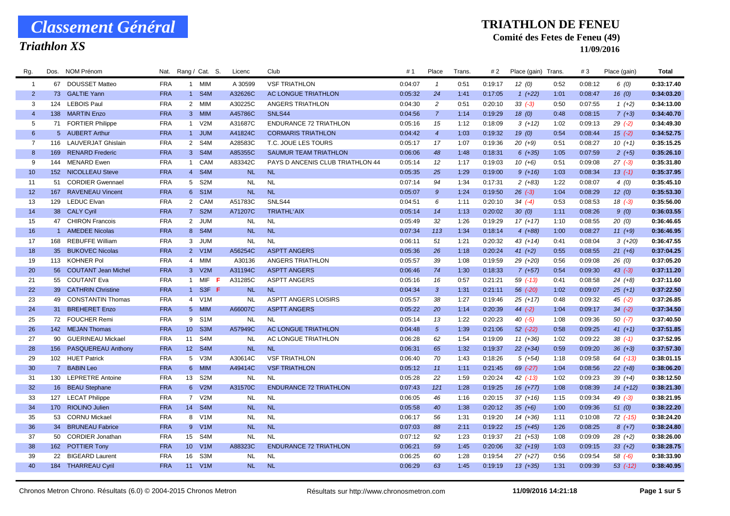# Classement Général

## Triathlon XS

# TRIATHLON DE FENEU

### Comité des Fetes de Feneu (49)

**11/09/2016**

| Rg. | Dos. | NOM Prénom | Nat. | Rang / Cat. | S. | Licenc | Club | # 1 | Place | Trans. | # 2 | Place (gain) | Trans. | # 3 | Place (gain) | Total |
|---|---|---|---|---|---|---|---|---|---|---|---|---|---|---|---|---|
| 1 | 67 | DOUSSET Matteo | FRA | 1 MIM | | A 30599 | VSF TRIATHLON | 0:04:07 | 1 | 0:51 | 0:19:17 | 12 (0) | 0:52 | 0:08:12 | 6 (0) | 0:33:17.40 |
| 2 | 73 | GALTIE Yann | FRA | 1 S4M | | A32626C | AC LONGUE TRIATHLON | 0:05:32 | 24 | 1:41 | 0:17:05 | 1 (+22) | 1:01 | 0:08:47 | 16 (0) | 0:34:03.20 |
| 3 | 124 | LEBOIS Paul | FRA | 2 MIM | | A30225C | ANGERS TRIATHLON | 0:04:30 | 2 | 0:51 | 0:20:10 | 33 (-3) | 0:50 | 0:07:55 | 1 (+2) | 0:34:13.00 |
| 4 | 138 | MARTIN Enzo | FRA | 3 MIM | | A45786C | SNLS44 | 0:04:56 | 7 | 1:14 | 0:19:29 | 18 (0) | 0:48 | 0:08:15 | 7 (+3) | 0:34:40.70 |
| 5 | 71 | FORTIER Philippe | FRA | 1 V2M | | A31687C | ENDURANCE 72 TRIATHLON | 0:05:16 | 15 | 1:12 | 0:18:09 | 3 (+12) | 1:02 | 0:09:13 | 29 (-2) | 0:34:49.30 |
| 6 | 5 | AUBERT Arthur | FRA | 1 JUM | | A41824C | CORMARIS TRIATHLON | 0:04:42 | 4 | 1:03 | 0:19:32 | 19 (0) | 0:54 | 0:08:44 | 15 (-2) | 0:34:52.75 |
| 7 | 116 | LAUVERJAT Ghislain | FRA | 2 S4M | | A28583C | T.C. JOUE LES TOURS | 0:05:17 | 17 | 1:07 | 0:19:36 | 20 (+9) | 0:51 | 0:08:27 | 10 (+1) | 0:35:15.25 |
| 8 | 169 | RENARD Frederic | FRA | 3 S4M | | A85355C | SAUMUR TEAM TRIATHLON | 0:06:06 | 48 | 1:48 | 0:18:31 | 6 (+35) | 1:05 | 0:07:59 | 2 (+5) | 0:35:26.10 |
| 9 | 144 | MENARD Ewen | FRA | 1 CAM | | A83342C | PAYS D ANCENIS CLUB TRIATHLON 44 | 0:05:14 | 12 | 1:17 | 0:19:03 | 10 (+6) | 0:51 | 0:09:08 | 27 (-3) | 0:35:31.80 |
| 10 | 152 | NICOLLEAU Steve | FRA | 4 S4M | | NL | NL | 0:05:35 | 25 | 1:29 | 0:19:00 | 9 (+16) | 1:03 | 0:08:34 | 13 (-1) | 0:35:37.95 |
| 11 | 51 | CORDIER Gwennael | FRA | 5 S2M | | NL | NL | 0:07:14 | 94 | 1:34 | 0:17:31 | 2 (+83) | 1:22 | 0:08:07 | 4 (0) | 0:35:45.10 |
| 12 | 167 | RAVENEAU Vincent | FRA | 6 S1M | | NL | NL | 0:05:07 | 9 | 1:24 | 0:19:50 | 26 (-3) | 1:04 | 0:08:29 | 12 (0) | 0:35:53.30 |
| 13 | 129 | LEDUC Elvan | FRA | 2 CAM | | A51783C | SNLS44 | 0:04:51 | 6 | 1:11 | 0:20:10 | 34 (-4) | 0:53 | 0:08:53 | 18 (-3) | 0:35:56.00 |
| 14 | 38 | CALY Cyril | FRA | 7 S2M | | A71207C | TRIATHL'AIX | 0:05:14 | 14 | 1:13 | 0:20:02 | 30 (0) | 1:11 | 0:08:26 | 9 (0) | 0:36:03.55 |
| 15 | 47 | CHIRON Francois | FRA | 2 JUM | | NL | NL | 0:05:49 | 32 | 1:26 | 0:19:29 | 17 (+17) | 1:10 | 0:08:55 | 20 (0) | 0:36:46.65 |
| 16 | 1 | AMEDEE Nicolas | FRA | 8 S4M | | NL | NL | 0:07:34 | 113 | 1:34 | 0:18:14 | 4 (+88) | 1:00 | 0:08:27 | 11 (+9) | 0:36:46.95 |
| 17 | 168 | REBUFFE William | FRA | 3 JUM | | NL | NL | 0:06:11 | 51 | 1:21 | 0:20:32 | 43 (+14) | 0:41 | 0:08:04 | 3 (+20) | 0:36:47.55 |
| 18 | 35 | BUKOVEC Nicolas | FRA | 2 V1M | | A56254C | ASPTT ANGERS | 0:05:36 | 26 | 1:18 | 0:20:24 | 41 (+2) | 0:55 | 0:08:55 | 21 (+6) | 0:37:04.25 |
| 19 | 113 | KOHNER Pol | FRA | 4 MIM | | A30136 | ANGERS TRIATHLON | 0:05:57 | 39 | 1:08 | 0:19:59 | 29 (+20) | 0:56 | 0:09:08 | 26 (0) | 0:37:05.20 |
| 20 | 56 | COUTANT Jean Michel | FRA | 3 V2M | | A31194C | ASPTT ANGERS | 0:06:46 | 74 | 1:30 | 0:18:33 | 7 (+57) | 0:54 | 0:09:30 | 43 (-3) | 0:37:11.20 |
| 21 | 55 | COUTANT Eva | FRA | 1 MIF | F | A31285C | ASPTT ANGERS | 0:05:16 | 16 | 0:57 | 0:21:21 | 59 (-13) | 0:41 | 0:08:58 | 24 (+8) | 0:37:11.60 |
| 22 | 39 | CATHRIN Christine | FRA | 1 S3F | F | NL | NL | 0:04:34 | 3 | 1:31 | 0:21:11 | 56 (-20) | 1:02 | 0:09:07 | 25 (+1) | 0:37:22.50 |
| 23 | 49 | CONSTANTIN Thomas | FRA | 4 V1M | | NL | ASPTT ANGERS LOISIRS | 0:05:57 | 38 | 1:27 | 0:19:46 | 25 (+17) | 0:48 | 0:09:32 | 45 (-2) | 0:37:26.85 |
| 24 | 31 | BREHERET Enzo | FRA | 5 MIM | | A66007C | ASPTT ANGERS | 0:05:22 | 20 | 1:14 | 0:20:39 | 44 (-2) | 1:04 | 0:09:17 | 34 (-2) | 0:37:34.50 |
| 25 | 72 | FOUCHER Remi | FRA | 9 S1M | | NL | NL | 0:05:14 | 13 | 1:22 | 0:20:23 | 40 (-5) | 1:08 | 0:09:36 | 50 (-7) | 0:37:40.50 |
| 26 | 142 | MEJAN Thomas | FRA | 10 S3M | | A57949C | AC LONGUE TRIATHLON | 0:04:48 | 5 | 1:39 | 0:21:06 | 52 (-22) | 0:58 | 0:09:25 | 41 (+1) | 0:37:51.85 |
| 27 | 90 | GUERINEAU Mickael | FRA | 11 S4M | | NL | AC LONGUE TRIATHLON | 0:06:28 | 62 | 1:54 | 0:19:09 | 11 (+36) | 1:02 | 0:09:22 | 38 (-1) | 0:37:52.95 |
| 28 | 156 | PASQUEREAU Anthony | FRA | 12 S4M | | NL | NL | 0:06:31 | 65 | 1:32 | 0:19:37 | 22 (+34) | 0:59 | 0:09:20 | 36 (+3) | 0:37:57.30 |
| 29 | 102 | HUET Patrick | FRA | 5 V3M | | A30614C | VSF TRIATHLON | 0:06:40 | 70 | 1:43 | 0:18:26 | 5 (+54) | 1:18 | 0:09:58 | 64 (-13) | 0:38:01.15 |
| 30 | 7 | BABIN Leo | FRA | 6 MIM | | A49414C | VSF TRIATHLON | 0:05:12 | 11 | 1:11 | 0:21:45 | 69 (-27) | 1:04 | 0:08:56 | 22 (+8) | 0:38:06.20 |
| 31 | 130 | LEPRETRE Antoine | FRA | 13 S2M | | NL | NL | 0:05:28 | 22 | 1:59 | 0:20:24 | 42 (-13) | 1:02 | 0:09:23 | 39 (+4) | 0:38:12.50 |
| 32 | 16 | BEAU Stephane | FRA | 6 V2M | | A31570C | ENDURANCE 72 TRIATHLON | 0:07:43 | 121 | 1:28 | 0:19:25 | 16 (+77) | 1:08 | 0:08:39 | 14 (+12) | 0:38:21.30 |
| 33 | 127 | LECAT Philippe | FRA | 7 V2M | | NL | NL | 0:06:05 | 46 | 1:16 | 0:20:15 | 37 (+16) | 1:15 | 0:09:34 | 49 (-3) | 0:38:21.95 |
| 34 | 170 | RIOLINO Julien | FRA | 14 S4M | | NL | NL | 0:05:58 | 40 | 1:38 | 0:20:12 | 35 (+6) | 1:00 | 0:09:36 | 51 (0) | 0:38:22.20 |
| 35 | 53 | CORNU Mickael | FRA | 8 V1M | | NL | NL | 0:06:17 | 56 | 1:31 | 0:19:20 | 14 (+36) | 1:11 | 0:10:08 | 72 (-15) | 0:38:24.20 |
| 36 | 34 | BRUNEAU Fabrice | FRA | 9 V1M | | NL | NL | 0:07:03 | 88 | 2:11 | 0:19:22 | 15 (+45) | 1:26 | 0:08:25 | 8 (+7) | 0:38:24.80 |
| 37 | 50 | CORDIER Jonathan | FRA | 15 S4M | | NL | NL | 0:07:12 | 92 | 1:23 | 0:19:37 | 21 (+53) | 1:08 | 0:09:09 | 28 (+2) | 0:38:26.00 |
| 38 | 162 | POTTIER Tony | FRA | 10 V1M | | A88323C | ENDURANCE 72 TRIATHLON | 0:06:21 | 59 | 1:45 | 0:20:06 | 32 (+19) | 1:03 | 0:09:15 | 33 (+2) | 0:38:28.75 |
| 39 | 22 | BIGEARD Laurent | FRA | 16 S3M | | NL | NL | 0:06:25 | 60 | 1:28 | 0:19:54 | 27 (+27) | 0:56 | 0:09:54 | 58 (-6) | 0:38:33.90 |
| 40 | 184 | THARREAU Cyril | FRA | 11 V1M | | NL | NL | 0:06:29 | 63 | 1:45 | 0:19:19 | 13 (+35) | 1:31 | 0:09:39 | 53 (-12) | 0:38:40.95 |

Chronos Metron Chrono. Résultats (6.0) © 2004-2015 Chronos Metron — Résultats sur http://www.chronosmetron.com — 11/09/2016 14:21:18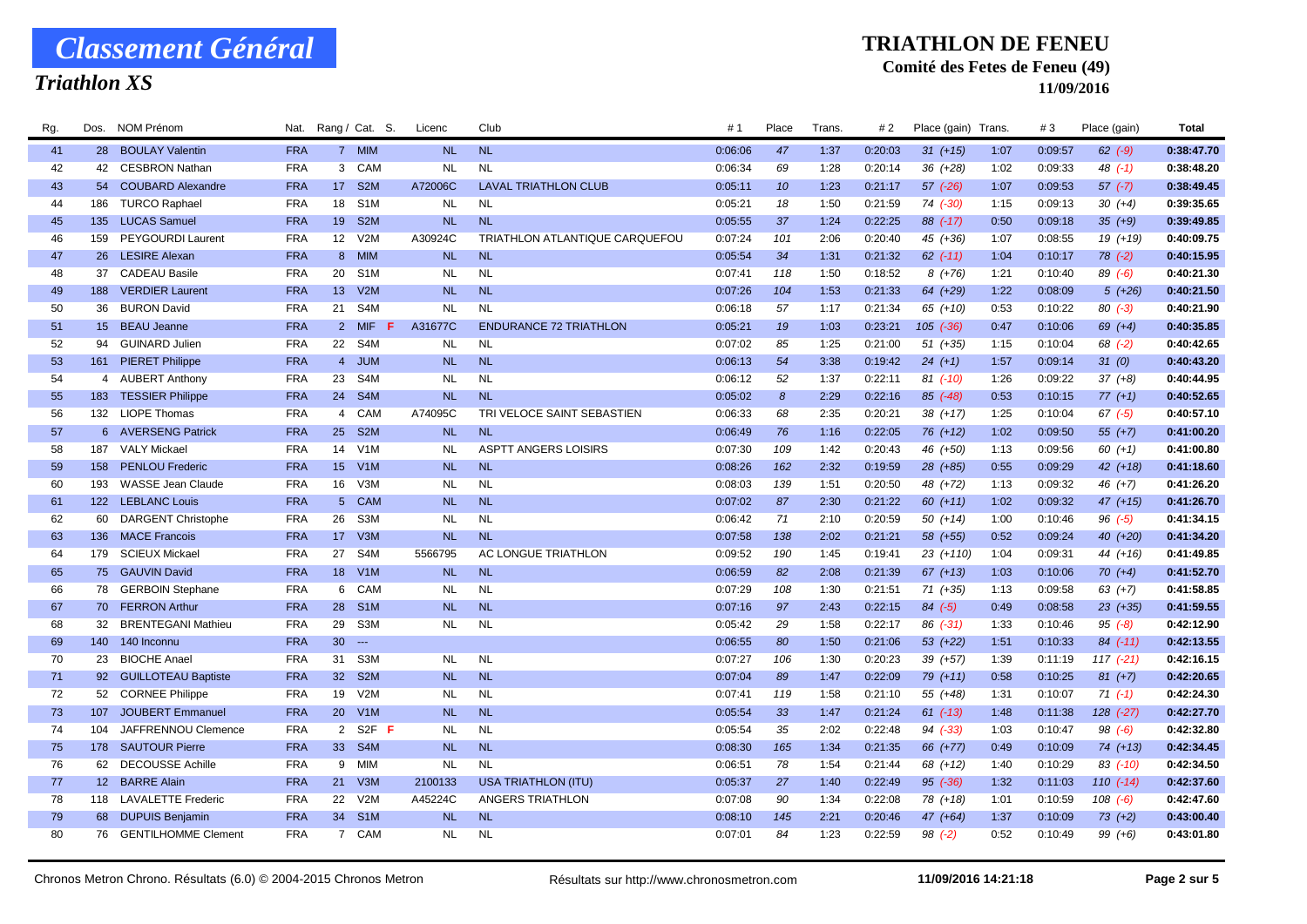# Classement Général

## Triathlon XS

# TRIATHLON DE FENEU

**Comité des Fetes de Feneu (49)**

**11/09/2016**

| Rg. | Dos. | NOM Prénom | Nat. | Rang / Cat. | S. | Licenc | Club | # 1 | Place | Trans. | # 2 | Place (gain) | Trans. | # 3 | Place (gain) | Total |
|---|---|---|---|---|---|---|---|---|---|---|---|---|---|---|---|---|
| 41 | 28 | BOULAY Valentin | FRA | 7 MIM | | NL | NL | 0:06:06 | 47 | 1:37 | 0:20:03 | 31 (+15) | 1:07 | 0:09:57 | 62 (-9) | 0:38:47.70 |
| 42 | 42 | CESBRON Nathan | FRA | 3 CAM | | NL | NL | 0:06:34 | 69 | 1:28 | 0:20:14 | 36 (+28) | 1:02 | 0:09:33 | 48 (-1) | 0:38:48.20 |
| 43 | 54 | COUBARD Alexandre | FRA | 17 S2M | | A72006C | LAVAL TRIATHLON CLUB | 0:05:11 | 10 | 1:23 | 0:21:17 | 57 (-26) | 1:07 | 0:09:53 | 57 (-7) | 0:38:49.45 |
| 44 | 186 | TURCO Raphael | FRA | 18 S1M | | NL | NL | 0:05:21 | 18 | 1:50 | 0:21:59 | 74 (-30) | 1:15 | 0:09:13 | 30 (+4) | 0:39:35.65 |
| 45 | 135 | LUCAS Samuel | FRA | 19 S2M | | NL | NL | 0:05:55 | 37 | 1:24 | 0:22:25 | 88 (-17) | 0:50 | 0:09:18 | 35 (+9) | 0:39:49.85 |
| 46 | 159 | PEYGOURDI Laurent | FRA | 12 V2M | | A30924C | TRIATHLON ATLANTIQUE CARQUEFOU | 0:07:24 | 101 | 2:06 | 0:20:40 | 45 (+36) | 1:07 | 0:08:55 | 19 (+19) | 0:40:09.75 |
| 47 | 26 | LESIRE Alexan | FRA | 8 MIM | | NL | NL | 0:05:54 | 34 | 1:31 | 0:21:32 | 62 (-11) | 1:04 | 0:10:17 | 78 (-2) | 0:40:15.95 |
| 48 | 37 | CADEAU Basile | FRA | 20 S1M | | NL | NL | 0:07:41 | 118 | 1:50 | 0:18:52 | 8 (+76) | 1:21 | 0:10:40 | 89 (-6) | 0:40:21.30 |
| 49 | 188 | VERDIER Laurent | FRA | 13 V2M | | NL | NL | 0:07:26 | 104 | 1:53 | 0:21:33 | 64 (+29) | 1:22 | 0:08:09 | 5 (+26) | 0:40:21.50 |
| 50 | 36 | BURON David | FRA | 21 S4M | | NL | NL | 0:06:18 | 57 | 1:17 | 0:21:34 | 65 (+10) | 0:53 | 0:10:22 | 80 (-3) | 0:40:21.90 |
| 51 | 15 | BEAU Jeanne | FRA | 2 MIF | F | A31677C | ENDURANCE 72 TRIATHLON | 0:05:21 | 19 | 1:03 | 0:23:21 | 105 (-36) | 0:47 | 0:10:06 | 69 (+4) | 0:40:35.85 |
| 52 | 94 | GUINARD Julien | FRA | 22 S4M | | NL | NL | 0:07:02 | 85 | 1:25 | 0:21:00 | 51 (+35) | 1:15 | 0:10:04 | 68 (-2) | 0:40:42.65 |
| 53 | 161 | PIERET Philippe | FRA | 4 JUM | | NL | NL | 0:06:13 | 54 | 3:38 | 0:19:42 | 24 (+1) | 1:57 | 0:09:14 | 31 (0) | 0:40:43.20 |
| 54 | 4 | AUBERT Anthony | FRA | 23 S4M | | NL | NL | 0:06:12 | 52 | 1:37 | 0:22:11 | 81 (-10) | 1:26 | 0:09:22 | 37 (+8) | 0:40:44.95 |
| 55 | 183 | TESSIER Philippe | FRA | 24 S4M | | NL | NL | 0:05:02 | 8 | 2:29 | 0:22:16 | 85 (-48) | 0:53 | 0:10:15 | 77 (+1) | 0:40:52.65 |
| 56 | 132 | LIOPE Thomas | FRA | 4 CAM | | A74095C | TRI VELOCE SAINT SEBASTIEN | 0:06:33 | 68 | 2:35 | 0:20:21 | 38 (+17) | 1:25 | 0:10:04 | 67 (-5) | 0:40:57.10 |
| 57 | 6 | AVERSENG Patrick | FRA | 25 S2M | | NL | NL | 0:06:49 | 76 | 1:16 | 0:22:05 | 76 (+12) | 1:02 | 0:09:50 | 55 (+7) | 0:41:00.20 |
| 58 | 187 | VALY Mickael | FRA | 14 V1M | | NL | ASPTT ANGERS LOISIRS | 0:07:30 | 109 | 1:42 | 0:20:43 | 46 (+50) | 1:13 | 0:09:56 | 60 (+1) | 0:41:00.80 |
| 59 | 158 | PENLOU Frederic | FRA | 15 V1M | | NL | NL | 0:08:26 | 162 | 2:32 | 0:19:59 | 28 (+85) | 0:55 | 0:09:29 | 42 (+18) | 0:41:18.60 |
| 60 | 193 | WASSE Jean Claude | FRA | 16 V3M | | NL | NL | 0:08:03 | 139 | 1:51 | 0:20:50 | 48 (+72) | 1:13 | 0:09:32 | 46 (+7) | 0:41:26.20 |
| 61 | 122 | LEBLANC Louis | FRA | 5 CAM | | NL | NL | 0:07:02 | 87 | 2:30 | 0:21:22 | 60 (+11) | 1:02 | 0:09:32 | 47 (+15) | 0:41:26.70 |
| 62 | 60 | DARGENT Christophe | FRA | 26 S3M | | NL | NL | 0:06:42 | 71 | 2:10 | 0:20:59 | 50 (+14) | 1:00 | 0:10:46 | 96 (-5) | 0:41:34.15 |
| 63 | 136 | MACE Francois | FRA | 17 V3M | | NL | NL | 0:07:58 | 138 | 2:02 | 0:21:21 | 58 (+55) | 0:52 | 0:09:24 | 40 (+20) | 0:41:34.20 |
| 64 | 179 | SCIEUX Mickael | FRA | 27 S4M | | 5566795 | AC LONGUE TRIATHLON | 0:09:52 | 190 | 1:45 | 0:19:41 | 23 (+110) | 1:04 | 0:09:31 | 44 (+16) | 0:41:49.85 |
| 65 | 75 | GAUVIN David | FRA | 18 V1M | | NL | NL | 0:06:59 | 82 | 2:08 | 0:21:39 | 67 (+13) | 1:03 | 0:10:06 | 70 (+4) | 0:41:52.70 |
| 66 | 78 | GERBOIN Stephane | FRA | 6 CAM | | NL | NL | 0:07:29 | 108 | 1:30 | 0:21:51 | 71 (+35) | 1:13 | 0:09:58 | 63 (+7) | 0:41:58.85 |
| 67 | 70 | FERRON Arthur | FRA | 28 S1M | | NL | NL | 0:07:16 | 97 | 2:43 | 0:22:15 | 84 (-5) | 0:49 | 0:08:58 | 23 (+35) | 0:41:59.55 |
| 68 | 32 | BRENTEGANI Mathieu | FRA | 29 S3M | | NL | NL | 0:05:42 | 29 | 1:58 | 0:22:17 | 86 (-31) | 1:33 | 0:10:46 | 95 (-8) | 0:42:12.90 |
| 69 | 140 | 140 Inconnu | FRA | 30 --- | | | | 0:06:55 | 80 | 1:50 | 0:21:06 | 53 (+22) | 1:51 | 0:10:33 | 84 (-11) | 0:42:13.55 |
| 70 | 23 | BIOCHE Anael | FRA | 31 S3M | | NL | NL | 0:07:27 | 106 | 1:30 | 0:20:23 | 39 (+57) | 1:39 | 0:11:19 | 117 (-21) | 0:42:16.15 |
| 71 | 92 | GUILLOTEAU Baptiste | FRA | 32 S2M | | NL | NL | 0:07:04 | 89 | 1:47 | 0:22:09 | 79 (+11) | 0:58 | 0:10:25 | 81 (+7) | 0:42:20.65 |
| 72 | 52 | CORNEE Philippe | FRA | 19 V2M | | NL | NL | 0:07:41 | 119 | 1:58 | 0:21:10 | 55 (+48) | 1:31 | 0:10:07 | 71 (-1) | 0:42:24.30 |
| 73 | 107 | JOUBERT Emmanuel | FRA | 20 V1M | | NL | NL | 0:05:54 | 33 | 1:47 | 0:21:24 | 61 (-13) | 1:48 | 0:11:38 | 128 (-27) | 0:42:27.70 |
| 74 | 104 | JAFFRENNOU Clemence | FRA | 2 S2F | F | NL | NL | 0:05:54 | 35 | 2:02 | 0:22:48 | 94 (-33) | 1:03 | 0:10:47 | 98 (-6) | 0:42:32.80 |
| 75 | 178 | SAUTOUR Pierre | FRA | 33 S4M | | NL | NL | 0:08:30 | 165 | 1:34 | 0:21:35 | 66 (+77) | 0:49 | 0:10:09 | 74 (+13) | 0:42:34.45 |
| 76 | 62 | DECOUSSE Achille | FRA | 9 MIM | | NL | NL | 0:06:51 | 78 | 1:54 | 0:21:44 | 68 (+12) | 1:40 | 0:10:29 | 83 (-10) | 0:42:34.50 |
| 77 | 12 | BARRE Alain | FRA | 21 V3M | | 2100133 | USA TRIATHLON (ITU) | 0:05:37 | 27 | 1:40 | 0:22:49 | 95 (-36) | 1:32 | 0:11:03 | 110 (-14) | 0:42:37.60 |
| 78 | 118 | LAVALETTE Frederic | FRA | 22 V2M | | A45224C | ANGERS TRIATHLON | 0:07:08 | 90 | 1:34 | 0:22:08 | 78 (+18) | 1:01 | 0:10:59 | 108 (-6) | 0:42:47.60 |
| 79 | 68 | DUPUIS Benjamin | FRA | 34 S1M | | NL | NL | 0:08:10 | 145 | 2:21 | 0:20:46 | 47 (+64) | 1:37 | 0:10:09 | 73 (+2) | 0:43:00.40 |
| 80 | 76 | GENTILHOMME Clement | FRA | 7 CAM | | NL | NL | 0:07:01 | 84 | 1:23 | 0:22:59 | 98 (-2) | 0:52 | 0:10:49 | 99 (+6) | 0:43:01.80 |

Chronos Metron Chrono. Résultats (6.0) © 2004-2015 Chronos Metron — Résultats sur http://www.chronosmetron.com — 11/09/2016 14:21:18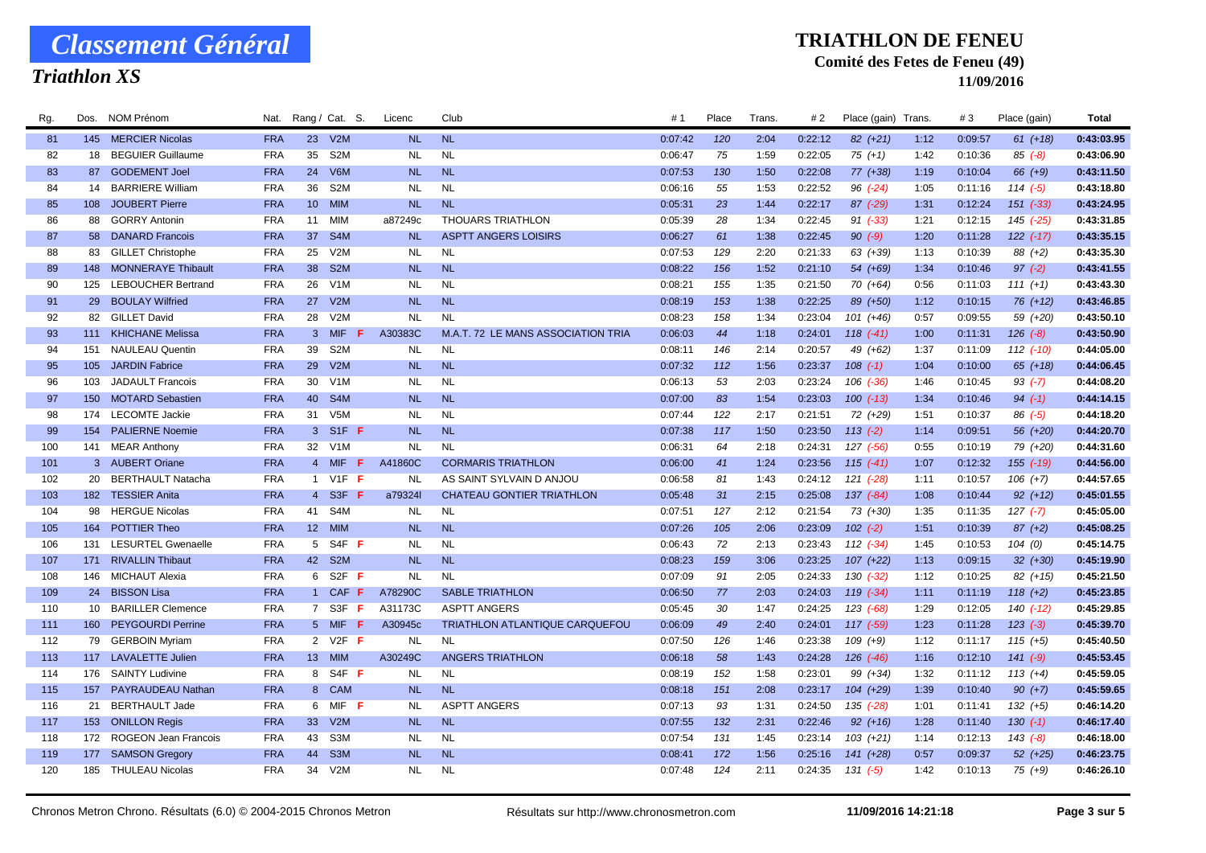# Classement Général

## Triathlon XS

## TRIATHLON DE FENEU

**Comité des Fetes de Feneu (49)**

**11/09/2016**

| Rg. | Dos. | NOM Prénom | Nat. | Rang / Cat. | S. | Licenc | Club | # 1 | Place | Trans. | # 2 | Place (gain) | Trans. | # 3 | Place (gain) | Total |
|---|---|---|---|---|---|---|---|---|---|---|---|---|---|---|---|---|
| 81 | 145 | MERCIER Nicolas | FRA | 23 V2M | | NL | NL | 0:07:42 | 120 | 2:04 | 0:22:12 | 82 (+21) | 1:12 | 0:09:57 | 61 (+18) | 0:43:03.95 |
| 82 | 18 | BEGUIER Guillaume | FRA | 35 S2M | | NL | NL | 0:06:47 | 75 | 1:59 | 0:22:05 | 75 (+1) | 1:42 | 0:10:36 | 85 (-8) | 0:43:06.90 |
| 83 | 87 | GODEMENT Joel | FRA | 24 V6M | | NL | NL | 0:07:53 | 130 | 1:50 | 0:22:08 | 77 (+38) | 1:19 | 0:10:04 | 66 (+9) | 0:43:11.50 |
| 84 | 14 | BARRIERE William | FRA | 36 S2M | | NL | NL | 0:06:16 | 55 | 1:53 | 0:22:52 | 96 (-24) | 1:05 | 0:11:16 | 114 (-5) | 0:43:18.80 |
| 85 | 108 | JOUBERT Pierre | FRA | 10 MIM | | NL | NL | 0:05:31 | 23 | 1:44 | 0:22:17 | 87 (-29) | 1:31 | 0:12:24 | 151 (-33) | 0:43:24.95 |
| 86 | 88 | GORRY Antonin | FRA | 11 MIM | | a87249c | THOUARS TRIATHLON | 0:05:39 | 28 | 1:34 | 0:22:45 | 91 (-33) | 1:21 | 0:12:15 | 145 (-25) | 0:43:31.85 |
| 87 | 58 | DANARD Francois | FRA | 37 S4M | | NL | ASPTT ANGERS LOISIRS | 0:06:27 | 61 | 1:38 | 0:22:45 | 90 (-9) | 1:20 | 0:11:28 | 122 (-17) | 0:43:35.15 |
| 88 | 83 | GILLET Christophe | FRA | 25 V2M | | NL | NL | 0:07:53 | 129 | 2:20 | 0:21:33 | 63 (+39) | 1:13 | 0:10:39 | 88 (+2) | 0:43:35.30 |
| 89 | 148 | MONNERAYE Thibault | FRA | 38 S2M | | NL | NL | 0:08:22 | 156 | 1:52 | 0:21:10 | 54 (+69) | 1:34 | 0:10:46 | 97 (-2) | 0:43:41.55 |
| 90 | 125 | LEBOUCHER Bertrand | FRA | 26 V1M | | NL | NL | 0:08:21 | 155 | 1:35 | 0:21:50 | 70 (+64) | 0:56 | 0:11:03 | 111 (+1) | 0:43:43.30 |
| 91 | 29 | BOULAY Wilfried | FRA | 27 V2M | | NL | NL | 0:08:19 | 153 | 1:38 | 0:22:25 | 89 (+50) | 1:12 | 0:10:15 | 76 (+12) | 0:43:46.85 |
| 92 | 82 | GILLET David | FRA | 28 V2M | | NL | NL | 0:08:23 | 158 | 1:34 | 0:23:04 | 101 (+46) | 0:57 | 0:09:55 | 59 (+20) | 0:43:50.10 |
| 93 | 111 | KHICHANE Melissa | FRA | 3 MIF | F | A30383C | M.A.T. 72 LE MANS ASSOCIATION TRIA | 0:06:03 | 44 | 1:18 | 0:24:01 | 118 (-41) | 1:00 | 0:11:31 | 126 (-8) | 0:43:50.90 |
| 94 | 151 | NAULEAU Quentin | FRA | 39 S2M | | NL | NL | 0:08:11 | 146 | 2:14 | 0:20:57 | 49 (+62) | 1:37 | 0:11:09 | 112 (-10) | 0:44:05.00 |
| 95 | 105 | JARDIN Fabrice | FRA | 29 V2M | | NL | NL | 0:07:32 | 112 | 1:56 | 0:23:37 | 108 (-1) | 1:04 | 0:10:00 | 65 (+18) | 0:44:06.45 |
| 96 | 103 | JADAULT Francois | FRA | 30 V1M | | NL | NL | 0:06:13 | 53 | 2:03 | 0:23:24 | 106 (-36) | 1:46 | 0:10:45 | 93 (-7) | 0:44:08.20 |
| 97 | 150 | MOTARD Sebastien | FRA | 40 S4M | | NL | NL | 0:07:00 | 83 | 1:54 | 0:23:03 | 100 (-13) | 1:34 | 0:10:46 | 94 (-1) | 0:44:14.15 |
| 98 | 174 | LECOMTE Jackie | FRA | 31 V5M | | NL | NL | 0:07:44 | 122 | 2:17 | 0:21:51 | 72 (+29) | 1:51 | 0:10:37 | 86 (-5) | 0:44:18.20 |
| 99 | 154 | PALIERNE Noemie | FRA | 3 S1F | F | NL | NL | 0:07:38 | 117 | 1:50 | 0:23:50 | 113 (-2) | 1:14 | 0:09:51 | 56 (+20) | 0:44:20.70 |
| 100 | 141 | MEAR Anthony | FRA | 32 V1M | | NL | NL | 0:06:31 | 64 | 2:18 | 0:24:31 | 127 (-56) | 0:55 | 0:10:19 | 79 (+20) | 0:44:31.60 |
| 101 | 3 | AUBERT Oriane | FRA | 4 MIF | F | A41860C | CORMARIS TRIATHLON | 0:06:00 | 41 | 1:24 | 0:23:56 | 115 (-41) | 1:07 | 0:12:32 | 155 (-19) | 0:44:56.00 |
| 102 | 20 | BERTHAULT Natacha | FRA | 1 V1F | F | NL | AS SAINT SYLVAIN D ANJOU | 0:06:58 | 81 | 1:43 | 0:24:12 | 121 (-28) | 1:11 | 0:10:57 | 106 (+7) | 0:44:57.65 |
| 103 | 182 | TESSIER Anita | FRA | 4 S3F | F | a79324l | CHATEAU GONTIER TRIATHLON | 0:05:48 | 31 | 2:15 | 0:25:08 | 137 (-84) | 1:08 | 0:10:44 | 92 (+12) | 0:45:01.55 |
| 104 | 98 | HERGUE Nicolas | FRA | 41 S4M | | NL | NL | 0:07:51 | 127 | 2:12 | 0:21:54 | 73 (+30) | 1:35 | 0:11:35 | 127 (-7) | 0:45:05.00 |
| 105 | 164 | POTTIER Theo | FRA | 12 MIM | | NL | NL | 0:07:26 | 105 | 2:06 | 0:23:09 | 102 (-2) | 1:51 | 0:10:39 | 87 (+2) | 0:45:08.25 |
| 106 | 131 | LESURTEL Gwenaelle | FRA | 5 S4F | F | NL | NL | 0:06:43 | 72 | 2:13 | 0:23:43 | 112 (-34) | 1:45 | 0:10:53 | 104 (0) | 0:45:14.75 |
| 107 | 171 | RIVALLIN Thibaut | FRA | 42 S2M | | NL | NL | 0:08:23 | 159 | 3:06 | 0:23:25 | 107 (+22) | 1:13 | 0:09:15 | 32 (+30) | 0:45:19.90 |
| 108 | 146 | MICHAUT Alexia | FRA | 6 S2F | F | NL | NL | 0:07:09 | 91 | 2:05 | 0:24:33 | 130 (-32) | 1:12 | 0:10:25 | 82 (+15) | 0:45:21.50 |
| 109 | 24 | BISSON Lisa | FRA | 1 CAF | F | A78290C | SABLE TRIATHLON | 0:06:50 | 77 | 2:03 | 0:24:03 | 119 (-34) | 1:11 | 0:11:19 | 118 (+2) | 0:45:23.85 |
| 110 | 10 | BARILLER Clemence | FRA | 7 S3F | F | A31173C | ASPTT ANGERS | 0:05:45 | 30 | 1:47 | 0:24:25 | 123 (-68) | 1:29 | 0:12:05 | 140 (-12) | 0:45:29.85 |
| 111 | 160 | PEYGOURDI Perrine | FRA | 5 MIF | F | A30945c | TRIATHLON ATLANTIQUE CARQUEFOU | 0:06:09 | 49 | 2:40 | 0:24:01 | 117 (-59) | 1:23 | 0:11:28 | 123 (-3) | 0:45:39.70 |
| 112 | 79 | GERBOIN Myriam | FRA | 2 V2F | F | NL | NL | 0:07:50 | 126 | 1:46 | 0:23:38 | 109 (+9) | 1:12 | 0:11:17 | 115 (+5) | 0:45:40.50 |
| 113 | 117 | LAVALETTE Julien | FRA | 13 MIM | | A30249C | ANGERS TRIATHLON | 0:06:18 | 58 | 1:43 | 0:24:28 | 126 (-46) | 1:16 | 0:12:10 | 141 (-9) | 0:45:53.45 |
| 114 | 176 | SAINTY Ludivine | FRA | 8 S4F | F | NL | NL | 0:08:19 | 152 | 1:58 | 0:23:01 | 99 (+34) | 1:32 | 0:11:12 | 113 (+4) | 0:45:59.05 |
| 115 | 157 | PAYRAUDEAU Nathan | FRA | 8 CAM | | NL | NL | 0:08:18 | 151 | 2:08 | 0:23:17 | 104 (+29) | 1:39 | 0:10:40 | 90 (+7) | 0:45:59.65 |
| 116 | 21 | BERTHAULT Jade | FRA | 6 MIF | F | NL | ASPTT ANGERS | 0:07:13 | 93 | 1:31 | 0:24:50 | 135 (-28) | 1:01 | 0:11:41 | 132 (+5) | 0:46:14.20 |
| 117 | 153 | ONILLON Regis | FRA | 33 V2M | | NL | NL | 0:07:55 | 132 | 2:31 | 0:22:46 | 92 (+16) | 1:28 | 0:11:40 | 130 (-1) | 0:46:17.40 |
| 118 | 172 | ROGEON Jean Francois | FRA | 43 S3M | | NL | NL | 0:07:54 | 131 | 1:45 | 0:23:14 | 103 (+21) | 1:14 | 0:12:13 | 143 (-8) | 0:46:18.00 |
| 119 | 177 | SAMSON Gregory | FRA | 44 S3M | | NL | NL | 0:08:41 | 172 | 1:56 | 0:25:16 | 141 (+28) | 0:57 | 0:09:37 | 52 (+25) | 0:46:23.75 |
| 120 | 185 | THULEAU Nicolas | FRA | 34 V2M | | NL | NL | 0:07:48 | 124 | 2:11 | 0:24:35 | 131 (-5) | 1:42 | 0:10:13 | 75 (+9) | 0:46:26.10 |

Chronos Metron Chrono. Résultats (6.0) © 2004-2015 Chronos Metron — Résultats sur http://www.chronosmetron.com — 11/09/2016 14:21:18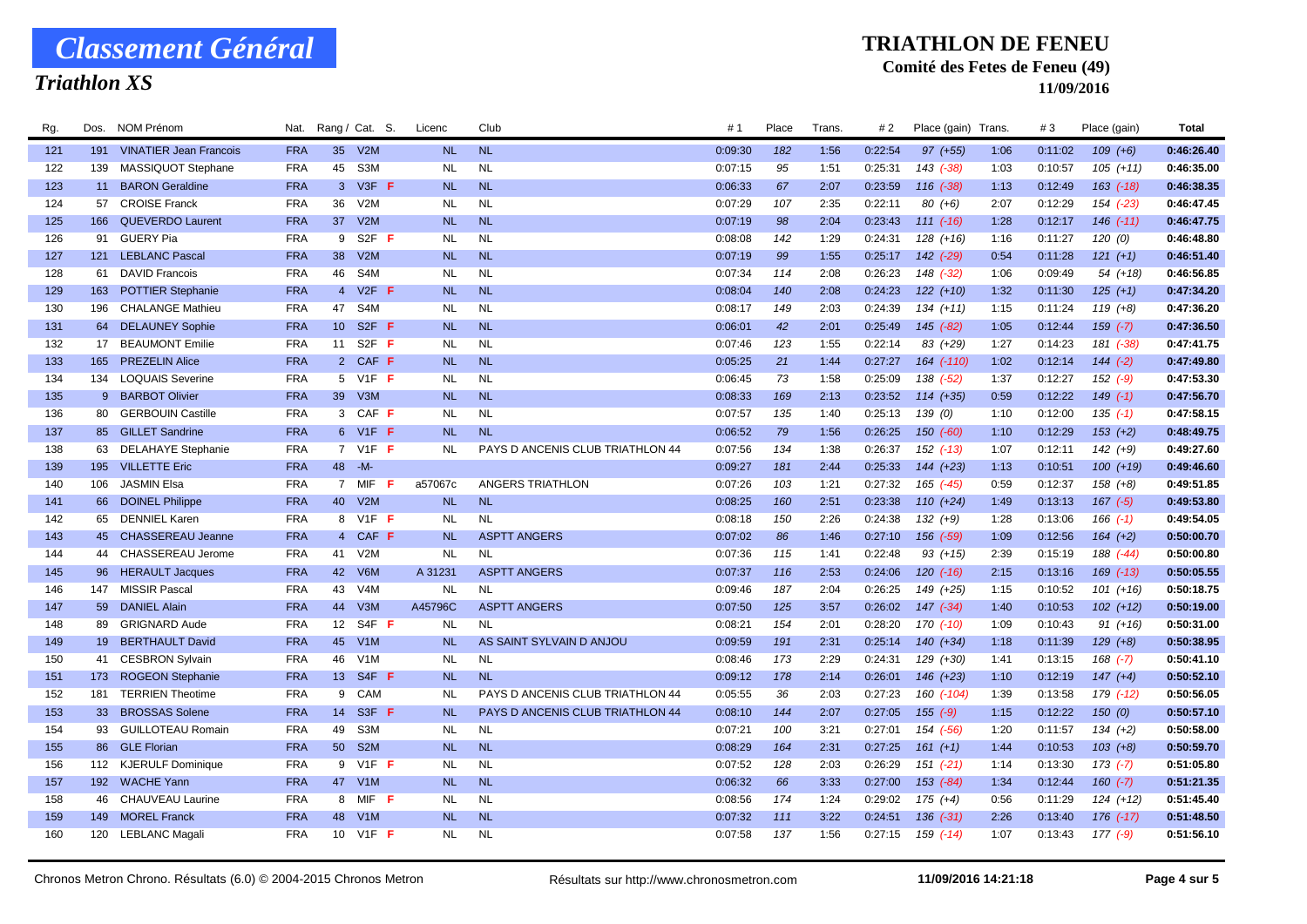# Classement Général

## Triathlon XS

**TRIATHLON DE FENEU**

**Comité des Fetes de Feneu (49)**

**11/09/2016**

| Rg. | Dos. | NOM Prénom | Nat. | Rang / Cat. | | S. | Licenc | Club | # 1 | Place | Trans. | # 2 | Place (gain) | Trans. | # 3 | Place (gain) | Total |
|---|---|---|---|---|---|---|---|---|---|---|---|---|---|---|---|---|---|
| 121 | 191 | VINATIER Jean Francois | FRA | 35 | V2M | | NL | NL | 0:09:30 | 182 | 1:56 | 0:22:54 | 97 (+55) | 1:06 | 0:11:02 | 109 (+6) | 0:46:26.40 |
| 122 | 139 | MASSIQUOT Stephane | FRA | 45 | S3M | | NL | NL | 0:07:15 | 95 | 1:51 | 0:25:31 | 143 (-38) | 1:03 | 0:10:57 | 105 (+11) | 0:46:35.00 |
| 123 | 11 | BARON Geraldine | FRA | 3 | V3F | F | NL | NL | 0:06:33 | 67 | 2:07 | 0:23:59 | 116 (-38) | 1:13 | 0:12:49 | 163 (-18) | 0:46:38.35 |
| 124 | 57 | CROISE Franck | FRA | 36 | V2M | | NL | NL | 0:07:29 | 107 | 2:35 | 0:22:11 | 80 (+6) | 2:07 | 0:12:29 | 154 (-23) | 0:46:47.45 |
| 125 | 166 | QUEVERDO Laurent | FRA | 37 | V2M | | NL | NL | 0:07:19 | 98 | 2:04 | 0:23:43 | 111 (-16) | 1:28 | 0:12:17 | 146 (-11) | 0:46:47.75 |
| 126 | 91 | GUERY Pia | FRA | 9 | S2F | F | NL | NL | 0:08:08 | 142 | 1:29 | 0:24:31 | 128 (+16) | 1:16 | 0:11:27 | 120 (0) | 0:46:48.80 |
| 127 | 121 | LEBLANC Pascal | FRA | 38 | V2M | | NL | NL | 0:07:19 | 99 | 1:55 | 0:25:17 | 142 (-29) | 0:54 | 0:11:28 | 121 (+1) | 0:46:51.40 |
| 128 | 61 | DAVID Francois | FRA | 46 | S4M | | NL | NL | 0:07:34 | 114 | 2:08 | 0:26:23 | 148 (-32) | 1:06 | 0:09:49 | 54 (+18) | 0:46:56.85 |
| 129 | 163 | POTTIER Stephanie | FRA | 4 | V2F | F | NL | NL | 0:08:04 | 140 | 2:08 | 0:24:23 | 122 (+10) | 1:32 | 0:11:30 | 125 (+1) | 0:47:34.20 |
| 130 | 196 | CHALANGE Mathieu | FRA | 47 | S4M | | NL | NL | 0:08:17 | 149 | 2:03 | 0:24:39 | 134 (+11) | 1:15 | 0:11:24 | 119 (+8) | 0:47:36.20 |
| 131 | 64 | DELAUNEY Sophie | FRA | 10 | S2F | F | NL | NL | 0:06:01 | 42 | 2:01 | 0:25:49 | 145 (-82) | 1:05 | 0:12:44 | 159 (-7) | 0:47:36.50 |
| 132 | 17 | BEAUMONT Emilie | FRA | 11 | S2F | F | NL | NL | 0:07:46 | 123 | 1:55 | 0:22:14 | 83 (+29) | 1:27 | 0:14:23 | 181 (-38) | 0:47:41.75 |
| 133 | 165 | PREZELIN Alice | FRA | 2 | CAF | F | NL | NL | 0:05:25 | 21 | 1:44 | 0:27:27 | 164 (-110) | 1:02 | 0:12:14 | 144 (-2) | 0:47:49.80 |
| 134 | 134 | LOQUAIS Severine | FRA | 5 | V1F | F | NL | NL | 0:06:45 | 73 | 1:58 | 0:25:09 | 138 (-52) | 1:37 | 0:12:27 | 152 (-9) | 0:47:53.30 |
| 135 | 9 | BARBOT Olivier | FRA | 39 | V3M | | NL | NL | 0:08:33 | 169 | 2:13 | 0:23:52 | 114 (+35) | 0:59 | 0:12:22 | 149 (-1) | 0:47:56.70 |
| 136 | 80 | GERBOUIN Castille | FRA | 3 | CAF | F | NL | NL | 0:07:57 | 135 | 1:40 | 0:25:13 | 139 (0) | 1:10 | 0:12:00 | 135 (-1) | 0:47:58.15 |
| 137 | 85 | GILLET Sandrine | FRA | 6 | V1F | F | NL | NL | 0:06:52 | 79 | 1:56 | 0:26:25 | 150 (-60) | 1:10 | 0:12:29 | 153 (+2) | 0:48:49.75 |
| 138 | 63 | DELAHAYE Stephanie | FRA | 7 | V1F | F | NL | PAYS D ANCENIS CLUB TRIATHLON 44 | 0:07:56 | 134 | 1:38 | 0:26:37 | 152 (-13) | 1:07 | 0:12:11 | 142 (+9) | 0:49:27.60 |
| 139 | 195 | VILLETTE Eric | FRA | 48 | -M- | | | | 0:09:27 | 181 | 2:44 | 0:25:33 | 144 (+23) | 1:13 | 0:10:51 | 100 (+19) | 0:49:46.60 |
| 140 | 106 | JASMIN Elsa | FRA | 7 | MIF | F | a57067c | ANGERS TRIATHLON | 0:07:26 | 103 | 1:21 | 0:27:32 | 165 (-45) | 0:59 | 0:12:37 | 158 (+8) | 0:49:51.85 |
| 141 | 66 | DOINEL Philippe | FRA | 40 | V2M | | NL | NL | 0:08:25 | 160 | 2:51 | 0:23:38 | 110 (+24) | 1:49 | 0:13:13 | 167 (-5) | 0:49:53.80 |
| 142 | 65 | DENNIEL Karen | FRA | 8 | V1F | F | NL | NL | 0:08:18 | 150 | 2:26 | 0:24:38 | 132 (+9) | 1:28 | 0:13:06 | 166 (-1) | 0:49:54.05 |
| 143 | 45 | CHASSEREAU Jeanne | FRA | 4 | CAF | F | NL | ASPTT ANGERS | 0:07:02 | 86 | 1:46 | 0:27:10 | 156 (-59) | 1:09 | 0:12:56 | 164 (+2) | 0:50:00.70 |
| 144 | 44 | CHASSEREAU Jerome | FRA | 41 | V2M | | NL | NL | 0:07:36 | 115 | 1:41 | 0:22:48 | 93 (+15) | 2:39 | 0:15:19 | 188 (-44) | 0:50:00.80 |
| 145 | 96 | HERAULT Jacques | FRA | 42 | V6M | | A 31231 | ASPTT ANGERS | 0:07:37 | 116 | 2:53 | 0:24:06 | 120 (-16) | 2:15 | 0:13:16 | 169 (-13) | 0:50:05.55 |
| 146 | 147 | MISSIR Pascal | FRA | 43 | V4M | | NL | NL | 0:09:46 | 187 | 2:04 | 0:26:25 | 149 (+25) | 1:15 | 0:10:52 | 101 (+16) | 0:50:18.75 |
| 147 | 59 | DANIEL Alain | FRA | 44 | V3M | | A45796C | ASPTT ANGERS | 0:07:50 | 125 | 3:57 | 0:26:02 | 147 (-34) | 1:40 | 0:10:53 | 102 (+12) | 0:50:19.00 |
| 148 | 89 | GRIGNARD Aude | FRA | 12 | S4F | F | NL | NL | 0:08:21 | 154 | 2:01 | 0:28:20 | 170 (-10) | 1:09 | 0:10:43 | 91 (+16) | 0:50:31.00 |
| 149 | 19 | BERTHAULT David | FRA | 45 | V1M | | NL | AS SAINT SYLVAIN D ANJOU | 0:09:59 | 191 | 2:31 | 0:25:14 | 140 (+34) | 1:18 | 0:11:39 | 129 (+8) | 0:50:38.95 |
| 150 | 41 | CESBRON Sylvain | FRA | 46 | V1M | | NL | NL | 0:08:46 | 173 | 2:29 | 0:24:31 | 129 (+30) | 1:41 | 0:13:15 | 168 (-7) | 0:50:41.10 |
| 151 | 173 | ROGEON Stephanie | FRA | 13 | S4F | F | NL | NL | 0:09:12 | 178 | 2:14 | 0:26:01 | 146 (+23) | 1:10 | 0:12:19 | 147 (+4) | 0:50:52.10 |
| 152 | 181 | TERRIEN Theotime | FRA | 9 | CAM | | NL | PAYS D ANCENIS CLUB TRIATHLON 44 | 0:05:55 | 36 | 2:03 | 0:27:23 | 160 (-104) | 1:39 | 0:13:58 | 179 (-12) | 0:50:56.05 |
| 153 | 33 | BROSSAS Solene | FRA | 14 | S3F | F | NL | PAYS D ANCENIS CLUB TRIATHLON 44 | 0:08:10 | 144 | 2:07 | 0:27:05 | 155 (-9) | 1:15 | 0:12:22 | 150 (0) | 0:50:57.10 |
| 154 | 93 | GUILLOTEAU Romain | FRA | 49 | S3M | | NL | NL | 0:07:21 | 100 | 3:21 | 0:27:01 | 154 (-56) | 1:20 | 0:11:57 | 134 (+2) | 0:50:58.00 |
| 155 | 86 | GLE Florian | FRA | 50 | S2M | | NL | NL | 0:08:29 | 164 | 2:31 | 0:27:25 | 161 (+1) | 1:44 | 0:10:53 | 103 (+8) | 0:50:59.70 |
| 156 | 112 | KJERULF Dominique | FRA | 9 | V1F | F | NL | NL | 0:07:52 | 128 | 2:03 | 0:26:29 | 151 (-21) | 1:14 | 0:13:30 | 173 (-7) | 0:51:05.80 |
| 157 | 192 | WACHE Yann | FRA | 47 | V1M | | NL | NL | 0:06:32 | 66 | 3:33 | 0:27:00 | 153 (-84) | 1:34 | 0:12:44 | 160 (-7) | 0:51:21.35 |
| 158 | 46 | CHAUVEAU Laurine | FRA | 8 | MIF | F | NL | NL | 0:08:56 | 174 | 1:24 | 0:29:02 | 175 (+4) | 0:56 | 0:11:29 | 124 (+12) | 0:51:45.40 |
| 159 | 149 | MOREL Franck | FRA | 48 | V1M | | NL | NL | 0:07:32 | 111 | 3:22 | 0:24:51 | 136 (-31) | 2:26 | 0:13:40 | 176 (-17) | 0:51:48.50 |
| 160 | 120 | LEBLANC Magali | FRA | 10 | V1F | F | NL | NL | 0:07:58 | 137 | 1:56 | 0:27:15 | 159 (-14) | 1:07 | 0:13:43 | 177 (-9) | 0:51:56.10 |

Chronos Metron Chrono. Résultats (6.0) © 2004-2015 Chronos Metron — Résultats sur http://www.chronosmetron.com — 11/09/2016 14:21:18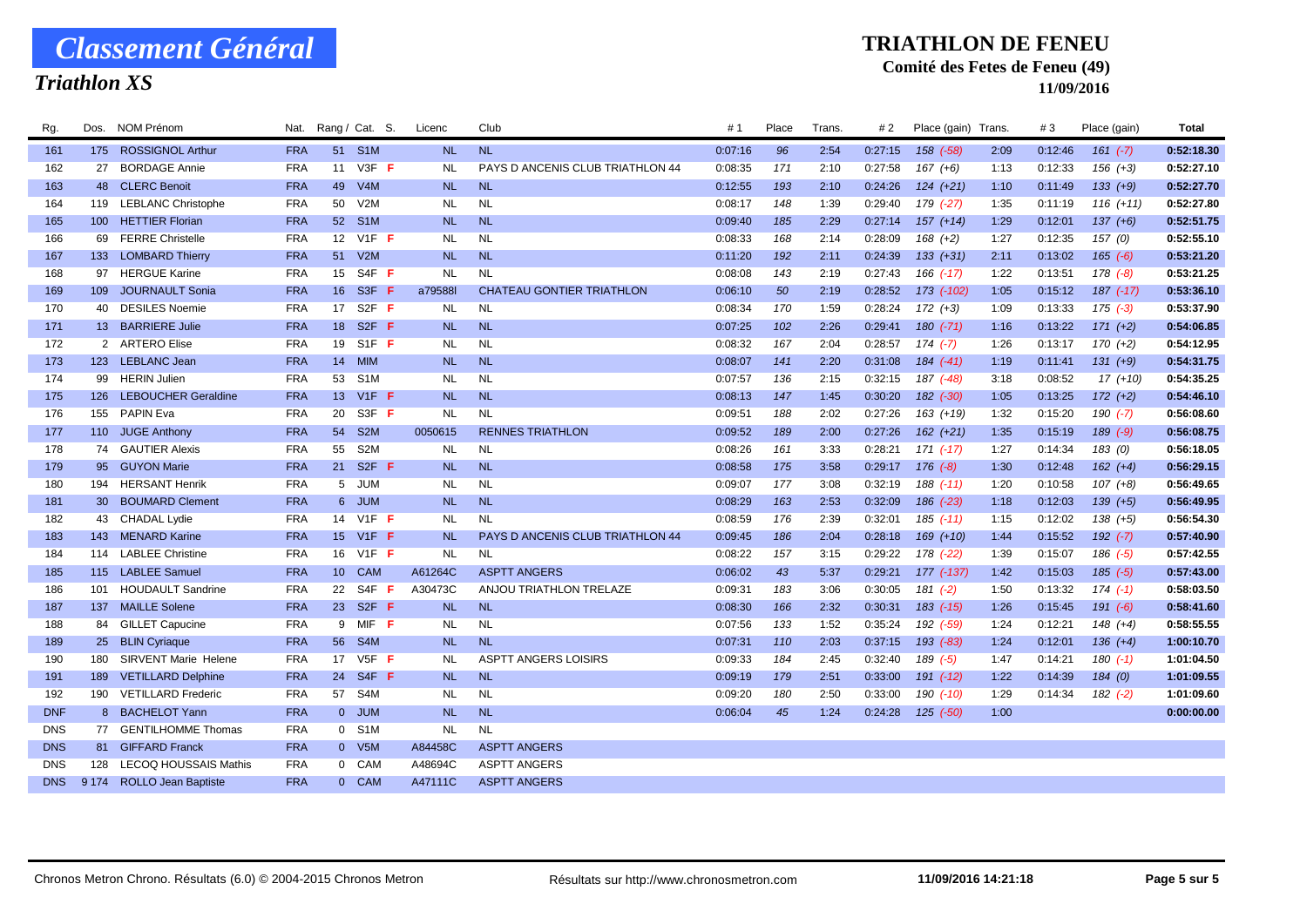# Classement Général

## Triathlon XS

**TRIATHLON DE FENEU**

**Comité des Fetes de Feneu (49)**

**11/09/2016**

| Rg. | Dos. | NOM Prénom | Nat. | Rang / Cat. | | S. | Licenc | Club | # 1 | Place | Trans. | # 2 | Place (gain) | Trans. | # 3 | Place (gain) | Total |
|---|---|---|---|---|---|---|---|---|---|---|---|---|---|---|---|---|---|
| 161 | 175 | ROSSIGNOL Arthur | FRA | 51 | S1M | | NL | NL | 0:07:16 | 96 | 2:54 | 0:27:15 | 158 (-58) | 2:09 | 0:12:46 | 161 (-7) | 0:52:18.30 |
| 162 | 27 | BORDAGE Annie | FRA | 11 | V3F | F | NL | PAYS D ANCENIS CLUB TRIATHLON 44 | 0:08:35 | 171 | 2:10 | 0:27:58 | 167 (+6) | 1:13 | 0:12:33 | 156 (+3) | 0:52:27.10 |
| 163 | 48 | CLERC Benoit | FRA | 49 | V4M | | NL | NL | 0:12:55 | 193 | 2:10 | 0:24:26 | 124 (+21) | 1:10 | 0:11:49 | 133 (+9) | 0:52:27.70 |
| 164 | 119 | LEBLANC Christophe | FRA | 50 | V2M | | NL | NL | 0:08:17 | 148 | 1:39 | 0:29:40 | 179 (-27) | 1:35 | 0:11:19 | 116 (+11) | 0:52:27.80 |
| 165 | 100 | HETTIER Florian | FRA | 52 | S1M | | NL | NL | 0:09:40 | 185 | 2:29 | 0:27:14 | 157 (+14) | 1:29 | 0:12:01 | 137 (+6) | 0:52:51.75 |
| 166 | 69 | FERRE Christelle | FRA | 12 | V1F | F | NL | NL | 0:08:33 | 168 | 2:14 | 0:28:09 | 168 (+2) | 1:27 | 0:12:35 | 157 (0) | 0:52:55.10 |
| 167 | 133 | LOMBARD Thierry | FRA | 51 | V2M | | NL | NL | 0:11:20 | 192 | 2:11 | 0:24:39 | 133 (+31) | 2:11 | 0:13:02 | 165 (-6) | 0:53:21.20 |
| 168 | 97 | HERGUE Karine | FRA | 15 | S4F | F | NL | NL | 0:08:08 | 143 | 2:19 | 0:27:43 | 166 (-17) | 1:22 | 0:13:51 | 178 (-8) | 0:53:21.25 |
| 169 | 109 | JOURNAULT Sonia | FRA | 16 | S3F | F | a79588I | CHATEAU GONTIER TRIATHLON | 0:06:10 | 50 | 2:19 | 0:28:52 | 173 (-102) | 1:05 | 0:15:12 | 187 (-17) | 0:53:36.10 |
| 170 | 40 | DESILES Noemie | FRA | 17 | S2F | F | NL | NL | 0:08:34 | 170 | 1:59 | 0:28:24 | 172 (+3) | 1:09 | 0:13:33 | 175 (-3) | 0:53:37.90 |
| 171 | 13 | BARRIERE Julie | FRA | 18 | S2F | F | NL | NL | 0:07:25 | 102 | 2:26 | 0:29:41 | 180 (-71) | 1:16 | 0:13:22 | 171 (+2) | 0:54:06.85 |
| 172 | 2 | ARTERO Elise | FRA | 19 | S1F | F | NL | NL | 0:08:32 | 167 | 2:04 | 0:28:57 | 174 (-7) | 1:26 | 0:13:17 | 170 (+2) | 0:54:12.95 |
| 173 | 123 | LEBLANC Jean | FRA | 14 | MIM | | NL | NL | 0:08:07 | 141 | 2:20 | 0:31:08 | 184 (-41) | 1:19 | 0:11:41 | 131 (+9) | 0:54:31.75 |
| 174 | 99 | HERIN Julien | FRA | 53 | S1M | | NL | NL | 0:07:57 | 136 | 2:15 | 0:32:15 | 187 (-48) | 3:18 | 0:08:52 | 17 (+10) | 0:54:35.25 |
| 175 | 126 | LEBOUCHER Geraldine | FRA | 13 | V1F | F | NL | NL | 0:08:13 | 147 | 1:45 | 0:30:20 | 182 (-30) | 1:05 | 0:13:25 | 172 (+2) | 0:54:46.10 |
| 176 | 155 | PAPIN Eva | FRA | 20 | S3F | F | NL | NL | 0:09:51 | 188 | 2:02 | 0:27:26 | 163 (+19) | 1:32 | 0:15:20 | 190 (-7) | 0:56:08.60 |
| 177 | 110 | JUGE Anthony | FRA | 54 | S2M | | 0050615 | RENNES TRIATHLON | 0:09:52 | 189 | 2:00 | 0:27:26 | 162 (+21) | 1:35 | 0:15:19 | 189 (-9) | 0:56:08.75 |
| 178 | 74 | GAUTIER Alexis | FRA | 55 | S2M | | NL | NL | 0:08:26 | 161 | 3:33 | 0:28:21 | 171 (-17) | 1:27 | 0:14:34 | 183 (0) | 0:56:18.05 |
| 179 | 95 | GUYON Marie | FRA | 21 | S2F | F | NL | NL | 0:08:58 | 175 | 3:58 | 0:29:17 | 176 (-8) | 1:30 | 0:12:48 | 162 (+4) | 0:56:29.15 |
| 180 | 194 | HERSANT Henrik | FRA | 5 | JUM | | NL | NL | 0:09:07 | 177 | 3:08 | 0:32:19 | 188 (-11) | 1:20 | 0:10:58 | 107 (+8) | 0:56:49.65 |
| 181 | 30 | BOUMARD Clement | FRA | 6 | JUM | | NL | NL | 0:08:29 | 163 | 2:53 | 0:32:09 | 186 (-23) | 1:18 | 0:12:03 | 139 (+5) | 0:56:49.95 |
| 182 | 43 | CHADAL Lydie | FRA | 14 | V1F | F | NL | NL | 0:08:59 | 176 | 2:39 | 0:32:01 | 185 (-11) | 1:15 | 0:12:02 | 138 (+5) | 0:56:54.30 |
| 183 | 143 | MENARD Karine | FRA | 15 | V1F | F | NL | PAYS D ANCENIS CLUB TRIATHLON 44 | 0:09:45 | 186 | 2:04 | 0:28:18 | 169 (+10) | 1:44 | 0:15:52 | 192 (-7) | 0:57:40.90 |
| 184 | 114 | LABLEE Christine | FRA | 16 | V1F | F | NL | NL | 0:08:22 | 157 | 3:15 | 0:29:22 | 178 (-22) | 1:39 | 0:15:07 | 186 (-5) | 0:57:42.55 |
| 185 | 115 | LABLEE Samuel | FRA | 10 | CAM | | A61264C | ASPTT ANGERS | 0:06:02 | 43 | 5:37 | 0:29:21 | 177 (-137) | 1:42 | 0:15:03 | 185 (-5) | 0:57:43.00 |
| 186 | 101 | HOUDAULT Sandrine | FRA | 22 | S4F | F | A30473C | ANJOU TRIATHLON TRELAZE | 0:09:31 | 183 | 3:06 | 0:30:05 | 181 (-2) | 1:50 | 0:13:32 | 174 (-1) | 0:58:03.50 |
| 187 | 137 | MAILLE Solene | FRA | 23 | S2F | F | NL | NL | 0:08:30 | 166 | 2:32 | 0:30:31 | 183 (-15) | 1:26 | 0:15:45 | 191 (-6) | 0:58:41.60 |
| 188 | 84 | GILLET Capucine | FRA | 9 | MIF | F | NL | NL | 0:07:56 | 133 | 1:52 | 0:35:24 | 192 (-59) | 1:24 | 0:12:21 | 148 (+4) | 0:58:55.55 |
| 189 | 25 | BLIN Cyriaque | FRA | 56 | S4M | | NL | NL | 0:07:31 | 110 | 2:03 | 0:37:15 | 193 (-83) | 1:24 | 0:12:01 | 136 (+4) | 1:00:10.70 |
| 190 | 180 | SIRVENT Marie Helene | FRA | 17 | V5F | F | NL | ASPTT ANGERS LOISIRS | 0:09:33 | 184 | 2:45 | 0:32:40 | 189 (-5) | 1:47 | 0:14:21 | 180 (-1) | 1:01:04.50 |
| 191 | 189 | VETILLARD Delphine | FRA | 24 | S4F | F | NL | NL | 0:09:19 | 179 | 2:51 | 0:33:00 | 191 (-12) | 1:22 | 0:14:39 | 184 (0) | 1:01:09.55 |
| 192 | 190 | VETILLARD Frederic | FRA | 57 | S4M | | NL | NL | 0:09:20 | 180 | 2:50 | 0:33:00 | 190 (-10) | 1:29 | 0:14:34 | 182 (-2) | 1:01:09.60 |
| DNF | 8 | BACHELOT Yann | FRA | 0 | JUM | | NL | NL | 0:06:04 | 45 | 1:24 | 0:24:28 | 125 (-50) | 1:00 | | | 0:00:00.00 |
| DNS | 77 | GENTILHOMME Thomas | FRA | 0 | S1M | | NL | NL | | | | | | | | | |
| DNS | 81 | GIFFARD Franck | FRA | 0 | V5M | | A84458C | ASPTT ANGERS | | | | | | | | | |
| DNS | 128 | LECOQ HOUSSAIS Mathis | FRA | 0 | CAM | | A48694C | ASPTT ANGERS | | | | | | | | | |
| DNS | 9 174 | ROLLO Jean Baptiste | FRA | 0 | CAM | | A47111C | ASPTT ANGERS | | | | | | | | | |

Chronos Metron Chrono. Résultats (6.0) © 2004-2015 Chronos Metron    Résultats sur http://www.chronosmetron.com    11/09/2016 14:21:18